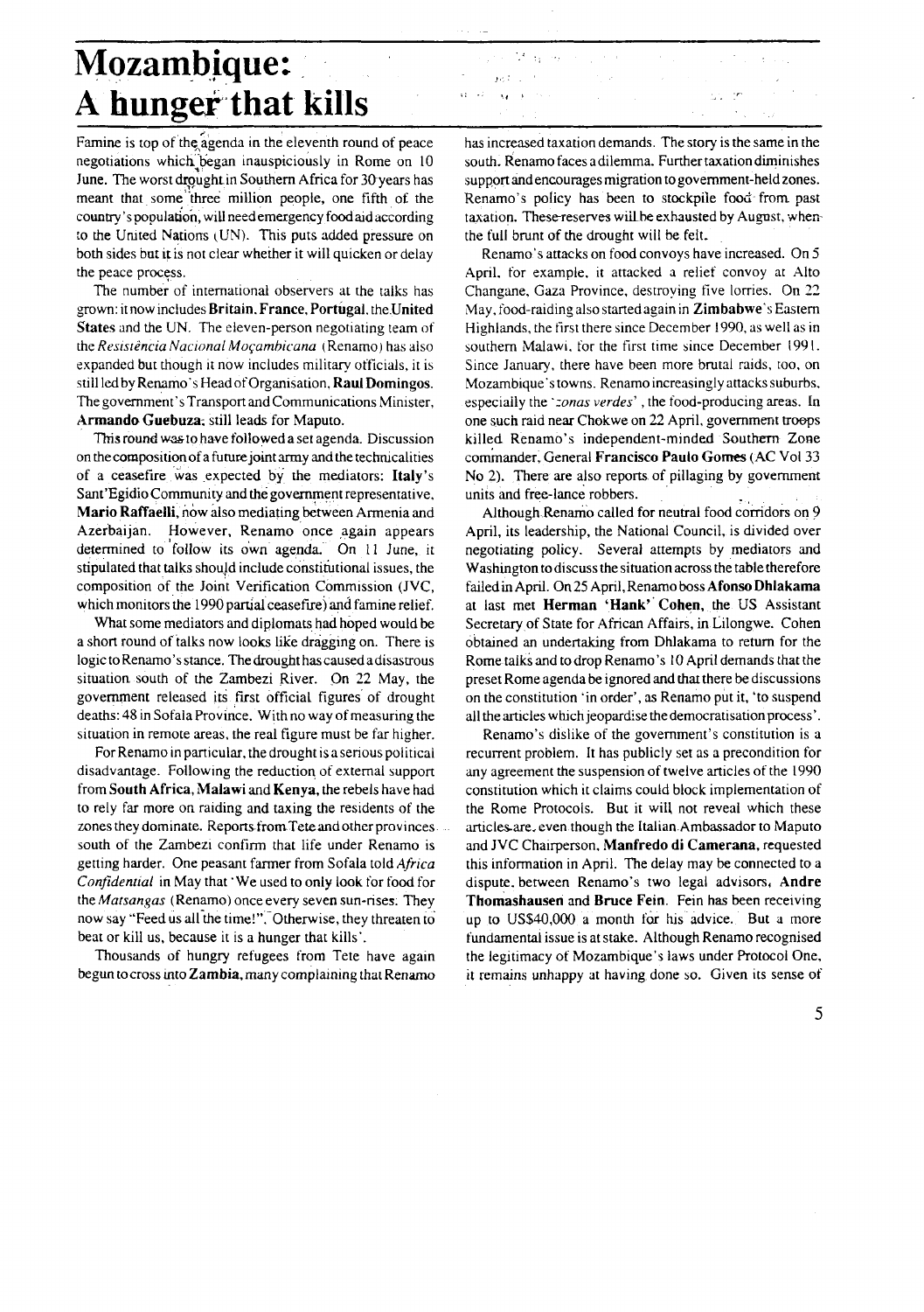# Mozambique: A hunger that kills

Famine is top of the agenda in the eleventh round of peace negotiations which began inauspiciously in Rome on 10 June. The worst drought in Southern Africa for 30 years has meant that some three million people, one fifth of the country's population, will need emergency food aid according to the United Nations (UN). This puts added pressure on both sides but it is not clear whether it will quicken or delay the peace process.

The number of international observers at the talks has grown: it now includes **Britain**, **France**, **Portugal**, the **United States** and the UN. The eleven-person negotiating team of the *Resistência Nacional Moçambicana* (Renamo) has also expanded but though it now includes military officials, it is still led by Renamo's Head of Organisation, **Raul Domingos**. The government's Transport and Communications Minister, **Armando Guebuza**, still leads for Maputo.

This round was to have followed a set agenda. Discussion on the composition of a future joint army and the technicalities of a ceasefire was expected by the mediators: **Italy**'s Sant'Egidio Community and the government representative, **Mario Raffaelli**, now also mediating between Armenia and Azerbaijan. However, Renamo once again appears determined to follow its own agenda. On 11 June, it stipulated that talks should include constitutional issues, the composition of the Joint Verification Commission (JVC, which monitors the 1990 partial ceasefire) and famine relief.

What some mediators and diplomats had hoped would be a short round of talks now looks like dragging on. There is logic to Renamo's stance. The drought has caused a disastrous situation south of the Zambezi River. On 22 May, the government released its first official figures of drought deaths: 48 in Sofala Province. With no way of measuring the situation in remote areas, the real figure must be far higher.

For Renamo in particular, the drought is a serious political disadvantage. Following the reduction of external support from **South Africa**, **Malawi** and **Kenya**, the rebels have had to rely far more on raiding and taxing the residents of the zones they dominate. Reports from Tete and other provinces south of the Zambezi confirm that life under Renamo is getting harder. One peasant farmer from Sofala told *Africa Confidential* in May that 'We used to only look for food for the *Matsangas* (Renamo) once every seven sun-rises. They now say "Feed us all the time!". Otherwise, they threaten to beat or kill us, because it is a hunger that kills'.

Thousands of hungry refugees from Tete have again begun to cross into **Zambia**, many complaining that Renamo has increased taxation demands. The story is the same in the south. Renamo faces a dilemma. Further taxation diminishes support and encourages migration to government-held zones. Renamo's policy has been to stockpile food from past taxation. These reserves will be exhausted by August, when the full brunt of the drought will be felt.

Renamo's attacks on food convoys have increased. On 5 April, for example, it attacked a relief convoy at Alto Changane, Gaza Province, destroying five lorries. On 22 May, food-raiding also started again in **Zimbabwe**'s Eastern Highlands, the first there since December 1990, as well as in southern Malawi, for the first time since December 1991. Since January, there have been more brutal raids, too, on Mozambique's towns. Renamo increasingly attacks suburbs, especially the '*zonas verdes*', the food-producing areas. In one such raid near Chokwe on 22 April, government troops killed Renamo's independent-minded Southern Zone commander, General **Francisco Paulo Gomes** (AC Vol 33 No 2). There are also reports of pillaging by government units and free-lance robbers.

Although Renamo called for neutral food corridors on 9 April, its leadership, the National Council, is divided over negotiating policy. Several attempts by mediators and Washington to discuss the situation across the table therefore failed in April. On 25 April, Renamo boss **Afonso Dhlakama** at last met **Herman 'Hank' Cohen**, the US Assistant Secretary of State for African Affairs, in Lilongwe. Cohen obtained an undertaking from Dhlakama to return for the Rome talks and to drop Renamo's 10 April demands that the preset Rome agenda be ignored and that there be discussions on the constitution 'in order', as Renamo put it, 'to suspend all the articles which jeopardise the democratisation process'.

Renamo's dislike of the government's constitution is a recurrent problem. It has publicly set as a precondition for any agreement the suspension of twelve articles of the 1990 constitution which it claims could block implementation of the Rome Protocols. But it will not reveal which these articles are, even though the Italian Ambassador to Maputo and JVC Chairperson, **Manfredo di Camerana**, requested this information in April. The delay may be connected to a dispute, between Renamo's two legal advisors, **Andre Thomashausen** and **Bruce Fein**. Fein has been receiving up to US$40,000 a month for his advice. But a more fundamental issue is at stake. Although Renamo recognised the legitimacy of Mozambique's laws under Protocol One, it remains unhappy at having done so. Given its sense of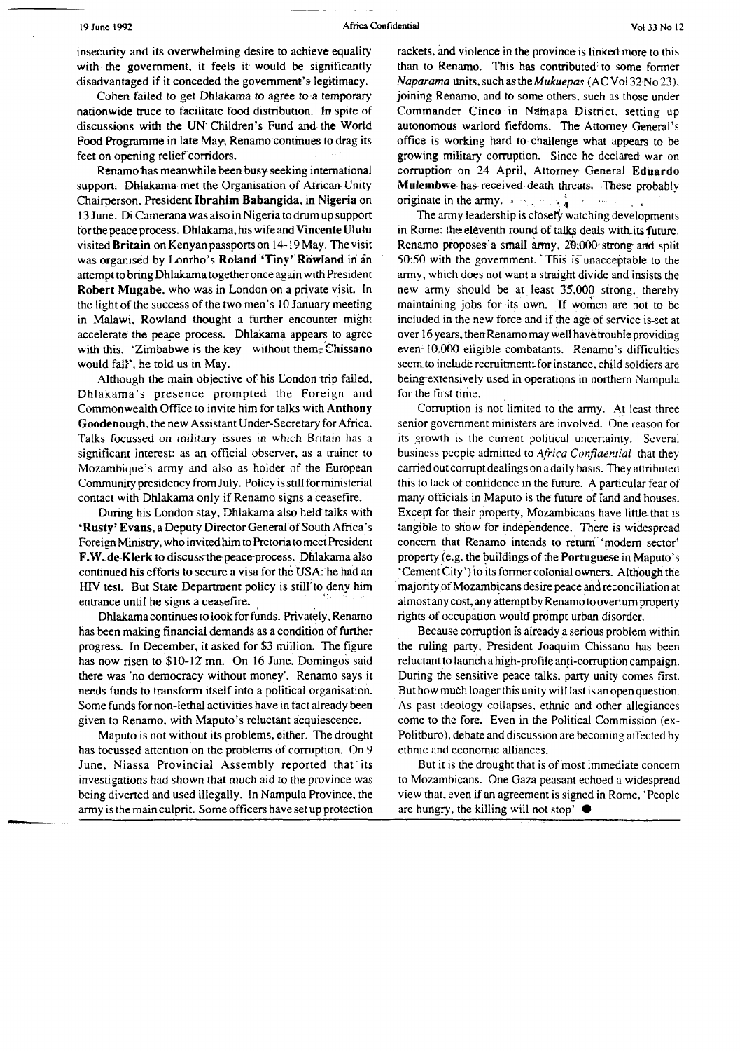insecurity and its overwhelming desire to achieve equality with the government, it feels it would be significantly disadvantaged if it conceded the government's legitimacy.

Cohen failed to get Dhlakama to agree to a temporary nationwide truce to facilitate food distribution. In spite of discussions with the UN Children's Fund and the World Food Programme in late May, Renamo continues to drag its feet on opening relief corridors.

Renamo has meanwhile been busy seeking international support. Dhlakama met the Organisation of African Unity Chairperson, President **Ibrahim Babangida**, in **Nigeria** on 13 June. Di Camerana was also in Nigeria to drum up support for the peace process. Dhlakama, his wife and **Vincente Ululu** visited **Britain** on Kenyan passports on 14-19 May. The visit was organised by Lonrho's **Roland 'Tiny' Rowland** in an attempt to bring Dhlakama together once again with President **Robert Mugabe**, who was in London on a private visit. In the light of the success of the two men's 10 January meeting in Malawi, Rowland thought a further encounter might accelerate the peace process. Dhlakama appears to agree with this. 'Zimbabwe is the key - without them, Chissano would fall', he told us in May.

Although the main objective of his London trip failed, Dhlakama's presence prompted the Foreign and Commonwealth Office to invite him for talks with **Anthony Goodenough**, the new Assistant Under-Secretary for Africa. Talks focussed on military issues in which Britain has a significant interest: as an official observer, as a trainer to Mozambique's army and also as holder of the European Community presidency from July. Policy is still for ministerial contact with Dhlakama only if Renamo signs a ceasefire.

During his London stay, Dhlakama also held talks with **'Rusty' Evans**, a Deputy Director General of South Africa's Foreign Ministry, who invited him to Pretoria to meet President **F.W. de Klerk** to discuss the peace process. Dhlakama also continued his efforts to secure a visa for the USA: he had an HIV test. But State Department policy is still to deny him entrance until he signs a ceasefire.

Dhlakama continues to look for funds. Privately, Renamo has been making financial demands as a condition of further progress. In December, it asked for $3 million. The figure has now risen to $10-12 mn. On 16 June, Domingos said there was 'no democracy without money'. Renamo says it needs funds to transform itself into a political organisation. Some funds for non-lethal activities have in fact already been given to Renamo, with Maputo's reluctant acquiescence.

Maputo is not without its problems, either. The drought has focussed attention on the problems of corruption. On 9 June, Niassa Provincial Assembly reported that its investigations had shown that much aid to the province was being diverted and used illegally. In Nampula Province, the army is the main culprit. Some officers have set up protection rackets, and violence in the province is linked more to this than to Renamo. This has contributed to some former *Naparama* units, such as the *Mukuepas* (AC Vol 32 No 23), joining Renamo, and to some others, such as those under Commander Cinco in Namapa District, setting up autonomous warlord fiefdoms. The Attorney General's office is working hard to challenge what appears to be growing military corruption. Since he declared war on corruption on 24 April, Attorney General **Eduardo Mulembwe** has received death threats. These probably originate in the army.

The army leadership is closely watching developments in Rome: the eleventh round of talks deals with its future. Renamo proposes a small army, 20,000 strong and split 50:50 with the government. This is unacceptable to the army, which does not want a straight divide and insists the new army should be at least 35,000 strong, thereby maintaining jobs for its own. If women are not to be included in the new force and if the age of service is set at over 16 years, then Renamo may well have trouble providing even 10,000 eligible combatants. Renamo's difficulties seem to include recruitment: for instance, child soldiers are being extensively used in operations in northern Nampula for the first time.

Corruption is not limited to the army. At least three senior government ministers are involved. One reason for its growth is the current political uncertainty. Several business people admitted to *Africa Confidential* that they carried out corrupt dealings on a daily basis. They attributed this to lack of confidence in the future. A particular fear of many officials in Maputo is the future of land and houses. Except for their property, Mozambicans have little that is tangible to show for independence. There is widespread concern that Renamo intends to return 'modern sector' property (e.g. the buildings of the **Portuguese** in Maputo's 'Cement City') to its former colonial owners. Although the majority of Mozambicans desire peace and reconciliation at almost any cost, any attempt by Renamo to overturn property rights of occupation would prompt urban disorder.

Because corruption is already a serious problem within the ruling party, President Joaquim Chissano has been reluctant to launch a high-profile anti-corruption campaign. During the sensitive peace talks, party unity comes first. But how much longer this unity will last is an open question. As past ideology collapses, ethnic and other allegiances come to the fore. Even in the Political Commission (ex-Politburo), debate and discussion are becoming affected by ethnic and economic alliances.

But it is the drought that is of most immediate concern to Mozambicans. One Gaza peasant echoed a widespread view that, even if an agreement is signed in Rome, 'People are hungry, the killing will not stop' ●